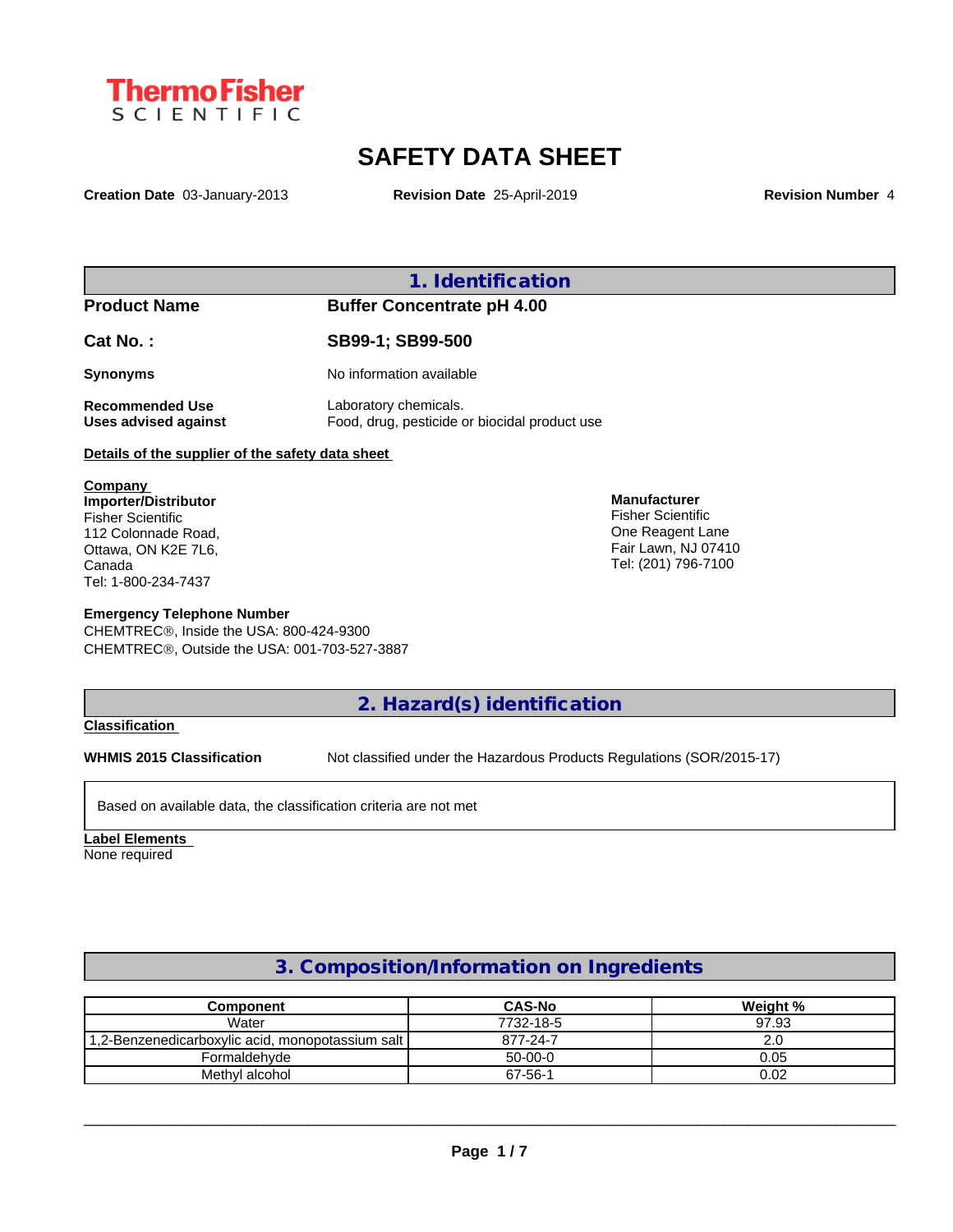Thermo Fisher SCIENTIFIC

# SAFETY DATA SHEET

**Creation Date** 03-January-2013  **Revision Date** 25-April-2019  **Revision Number** 4

## 1. Identification

**Product Name** Buffer Concentrate pH 4.00

**Cat No. :** SB99-1; SB99-500

**Synonyms** No information available

**Recommended Use** Laboratory chemicals.
**Uses advised against** Food, drug, pesticide or biocidal product use

**Details of the supplier of the safety data sheet**

**Company**
**Importer/Distributor**
Fisher Scientific
112 Colonnade Road,
Ottawa, ON K2E 7L6,
Canada
Tel: 1-800-234-7437

**Manufacturer**
Fisher Scientific
One Reagent Lane
Fair Lawn, NJ 07410
Tel: (201) 796-7100

**Emergency Telephone Number**
CHEMTREC®, Inside the USA: 800-424-9300
CHEMTREC®, Outside the USA: 001-703-527-3887

## 2. Hazard(s) identification

**Classification**

**WHMIS 2015 Classification** Not classified under the Hazardous Products Regulations (SOR/2015-17)

Based on available data, the classification criteria are not met

**Label Elements**
None required

## 3. Composition/Information on Ingredients

| Component | CAS-No | Weight % |
|---|---|---|
| Water | 7732-18-5 | 97.93 |
| 1,2-Benzenedicarboxylic acid, monopotassium salt | 877-24-7 | 2.0 |
| Formaldehyde | 50-00-0 | 0.05 |
| Methyl alcohol | 67-56-1 | 0.02 |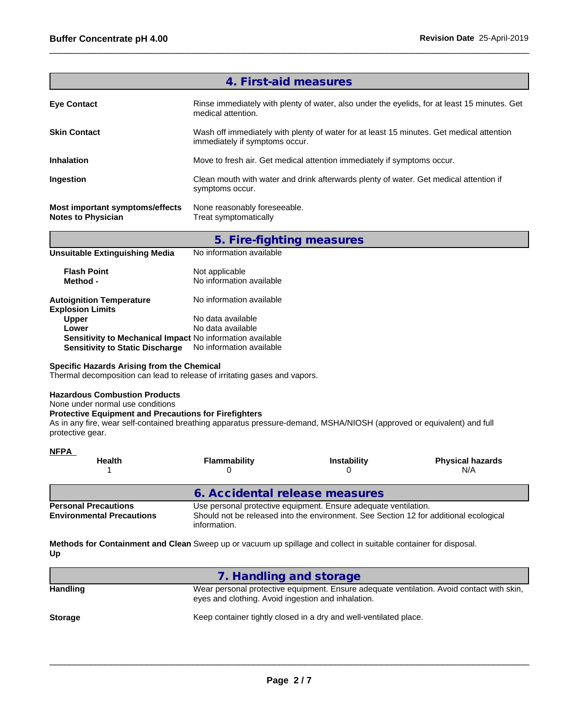## 4. First-aid measures

**Eye Contact** — Rinse immediately with plenty of water, also under the eyelids, for at least 15 minutes. Get medical attention.

**Skin Contact** — Wash off immediately with plenty of water for at least 15 minutes. Get medical attention immediately if symptoms occur.

**Inhalation** — Move to fresh air. Get medical attention immediately if symptoms occur.

**Ingestion** — Clean mouth with water and drink afterwards plenty of water. Get medical attention if symptoms occur.

**Most important symptoms/effects** — None reasonably foreseeable.
**Notes to Physician** — Treat symptomatically

## 5. Fire-fighting measures

**Unsuitable Extinguishing Media** — No information available

**Flash Point** — Not applicable
**Method -** — No information available

**Autoignition Temperature** — No information available
**Explosion Limits**
- **Upper** — No data available
- **Lower** — No data available
- **Sensitivity to Mechanical Impact** — No information available
- **Sensitivity to Static Discharge** — No information available

**Specific Hazards Arising from the Chemical**
Thermal decomposition can lead to release of irritating gases and vapors.

**Hazardous Combustion Products**
None under normal use conditions
**Protective Equipment and Precautions for Firefighters**
As in any fire, wear self-contained breathing apparatus pressure-demand, MSHA/NIOSH (approved or equivalent) and full protective gear.

**NFPA**

| Health | Flammability | Instability | Physical hazards |
|---|---|---|---|
| 1 | 0 | 0 | N/A |

## 6. Accidental release measures

**Personal Precautions** — Use personal protective equipment. Ensure adequate ventilation.
**Environmental Precautions** — Should not be released into the environment. See Section 12 for additional ecological information.

**Methods for Containment and Clean Up** — Sweep up or vacuum up spillage and collect in suitable container for disposal.

## 7. Handling and storage

**Handling** — Wear personal protective equipment. Ensure adequate ventilation. Avoid contact with skin, eyes and clothing. Avoid ingestion and inhalation.

**Storage** — Keep container tightly closed in a dry and well-ventilated place.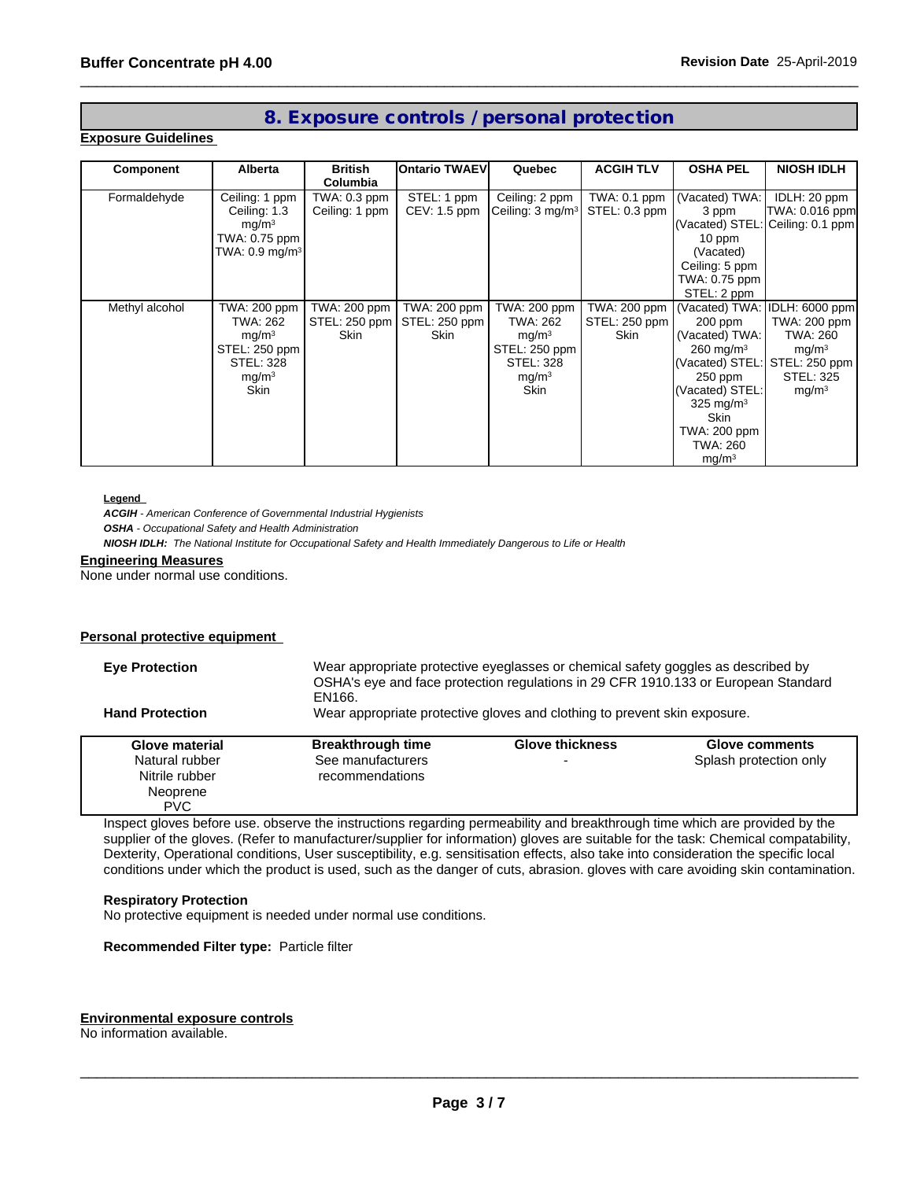## 8. Exposure controls / personal protection

### Exposure Guidelines

| Component | Alberta | British Columbia | Ontario TWAEV | Quebec | ACGIH TLV | OSHA PEL | NIOSH IDLH |
|---|---|---|---|---|---|---|---|
| Formaldehyde | Ceiling: 1 ppm<br>Ceiling: 1.3 mg/m³<br>TWA: 0.75 ppm<br>TWA: 0.9 mg/m³ | TWA: 0.3 ppm<br>Ceiling: 1 ppm | STEL: 1 ppm<br>CEV: 1.5 ppm | Ceiling: 2 ppm<br>Ceiling: 3 mg/m³ | TWA: 0.1 ppm<br>STEL: 0.3 ppm | (Vacated) TWA: 3 ppm<br>(Vacated) STEL: 10 ppm<br>(Vacated) Ceiling: 5 ppm<br>TWA: 0.75 ppm<br>STEL: 2 ppm | IDLH: 20 ppm<br>TWA: 0.016 ppm<br>Ceiling: 0.1 ppm |
| Methyl alcohol | TWA: 200 ppm<br>TWA: 262 mg/m³<br>STEL: 250 ppm<br>STEL: 328 mg/m³<br>Skin | TWA: 200 ppm<br>STEL: 250 ppm<br>Skin | TWA: 200 ppm<br>STEL: 250 ppm<br>Skin | TWA: 200 ppm<br>TWA: 262 mg/m³<br>STEL: 250 ppm<br>STEL: 328 mg/m³<br>Skin | TWA: 200 ppm<br>STEL: 250 ppm<br>Skin | (Vacated) TWA: 200 ppm<br>(Vacated) TWA: 260 mg/m³<br>(Vacated) STEL: 250 ppm<br>(Vacated) STEL: 325 mg/m³<br>Skin<br>TWA: 200 ppm<br>TWA: 260 mg/m³ | IDLH: 6000 ppm<br>TWA: 200 ppm<br>TWA: 260 mg/m³<br>STEL: 250 ppm<br>STEL: 325 mg/m³ |

**Legend**

***ACGIH*** *- American Conference of Governmental Industrial Hygienists*

***OSHA*** *- Occupational Safety and Health Administration*

***NIOSH IDLH:*** *The National Institute for Occupational Safety and Health Immediately Dangerous to Life or Health*

### Engineering Measures

None under normal use conditions.

### Personal protective equipment

**Eye Protection** Wear appropriate protective eyeglasses or chemical safety goggles as described by OSHA's eye and face protection regulations in 29 CFR 1910.133 or European Standard EN166.

**Hand Protection** Wear appropriate protective gloves and clothing to prevent skin exposure.

| Glove material | Breakthrough time | Glove thickness | Glove comments |
|---|---|---|---|
| Natural rubber<br>Nitrile rubber<br>Neoprene<br>PVC | See manufacturers recommendations | - | Splash protection only |

Inspect gloves before use. observe the instructions regarding permeability and breakthrough time which are provided by the supplier of the gloves. (Refer to manufacturer/supplier for information) gloves are suitable for the task: Chemical compatability, Dexterity, Operational conditions, User susceptibility, e.g. sensitisation effects, also take into consideration the specific local conditions under which the product is used, such as the danger of cuts, abrasion. gloves with care avoiding skin contamination.

**Respiratory Protection**

No protective equipment is needed under normal use conditions.

**Recommended Filter type:** Particle filter

### Environmental exposure controls

No information available.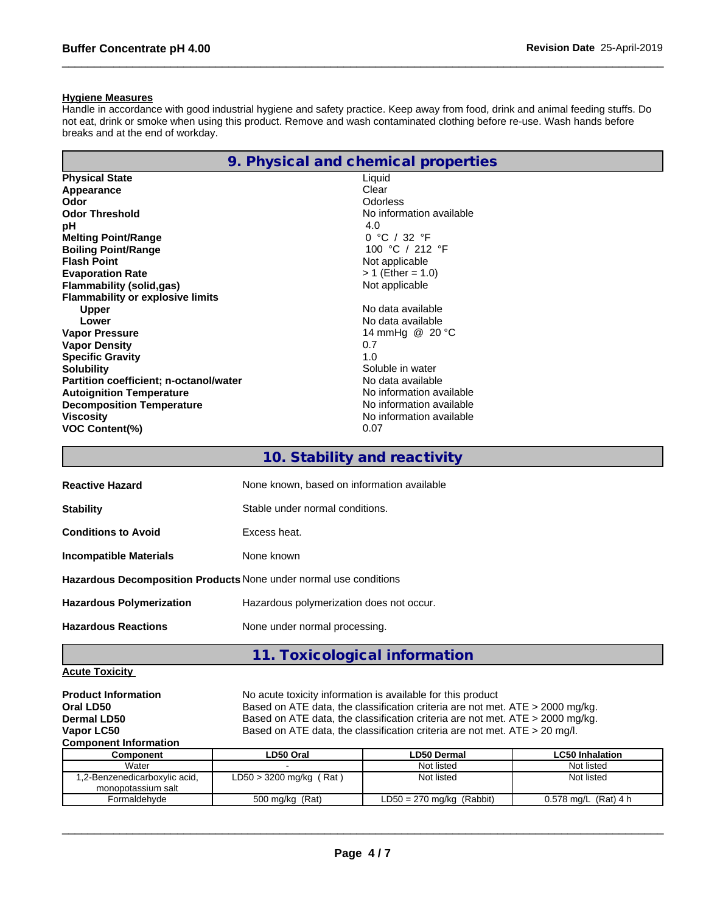**Hygiene Measures**

Handle in accordance with good industrial hygiene and safety practice. Keep away from food, drink and animal feeding stuffs. Do not eat, drink or smoke when using this product. Remove and wash contaminated clothing before re-use. Wash hands before breaks and at the end of workday.

## 9. Physical and chemical properties

| | |
|---|---|
| **Physical State** | Liquid |
| **Appearance** | Clear |
| **Odor** | Odorless |
| **Odor Threshold** | No information available |
| **pH** | 4.0 |
| **Melting Point/Range** | 0 °C / 32 °F |
| **Boiling Point/Range** | 100 °C / 212 °F |
| **Flash Point** | Not applicable |
| **Evaporation Rate** | > 1 (Ether = 1.0) |
| **Flammability (solid,gas)** | Not applicable |
| **Flammability or explosive limits** | |
| **Upper** | No data available |
| **Lower** | No data available |
| **Vapor Pressure** | 14 mmHg @ 20 °C |
| **Vapor Density** | 0.7 |
| **Specific Gravity** | 1.0 |
| **Solubility** | Soluble in water |
| **Partition coefficient; n-octanol/water** | No data available |
| **Autoignition Temperature** | No information available |
| **Decomposition Temperature** | No information available |
| **Viscosity** | No information available |
| **VOC Content(%)** | 0.07 |

## 10. Stability and reactivity

| | |
|---|---|
| **Reactive Hazard** | None known, based on information available |
| **Stability** | Stable under normal conditions. |
| **Conditions to Avoid** | Excess heat. |
| **Incompatible Materials** | None known |
| **Hazardous Decomposition Products** | None under normal use conditions |
| **Hazardous Polymerization** | Hazardous polymerization does not occur. |
| **Hazardous Reactions** | None under normal processing. |

## 11. Toxicological information

**Acute Toxicity**

| | |
|---|---|
| **Product Information** | No acute toxicity information is available for this product |
| **Oral LD50** | Based on ATE data, the classification criteria are not met. ATE > 2000 mg/kg. |
| **Dermal LD50** | Based on ATE data, the classification criteria are not met. ATE > 2000 mg/kg. |
| **Vapor LC50** | Based on ATE data, the classification criteria are not met. ATE > 20 mg/l. |

**Component Information**

| Component | LD50 Oral | LD50 Dermal | LC50 Inhalation |
|---|---|---|---|
| Water | - | Not listed | Not listed |
| 1,2-Benzenedicarboxylic acid, monopotassium salt | LD50 > 3200 mg/kg ( Rat ) | Not listed | Not listed |
| Formaldehyde | 500 mg/kg (Rat) | LD50 = 270 mg/kg (Rabbit) | 0.578 mg/L (Rat) 4 h |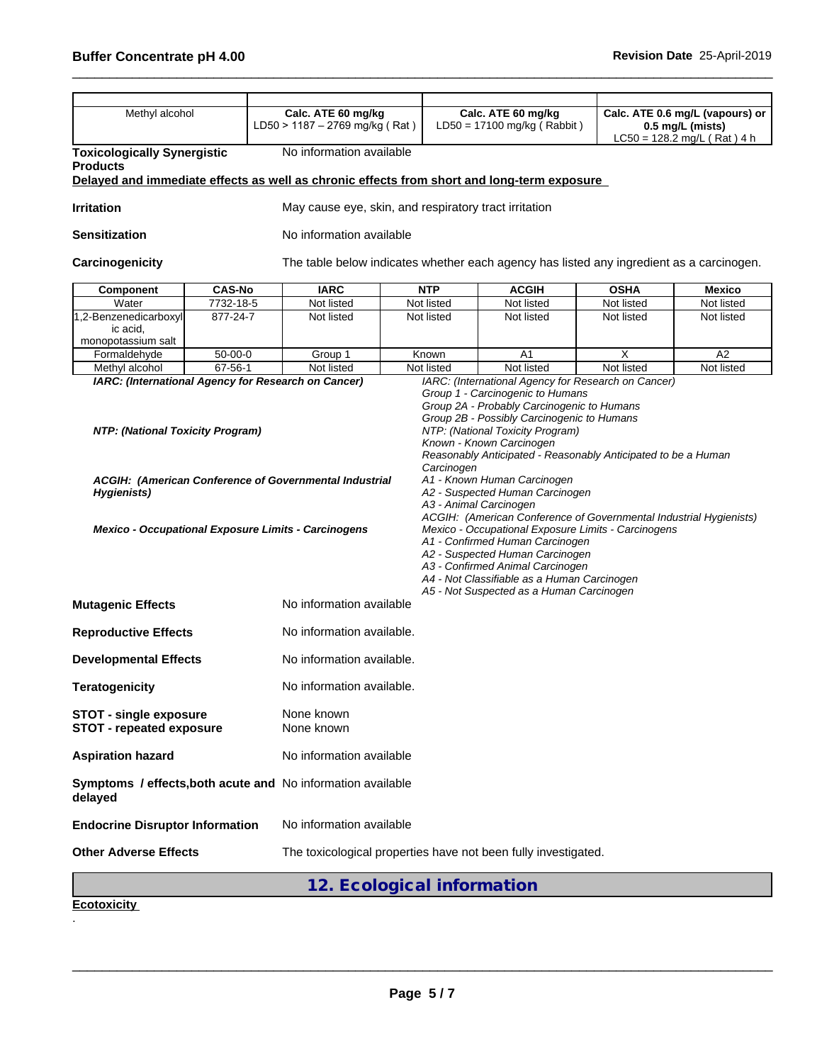| Methyl alcohol | **Calc. ATE 60 mg/kg** LD50 > 1187 – 2769 mg/kg ( Rat ) | **Calc. ATE 60 mg/kg** LD50 = 17100 mg/kg ( Rabbit ) | **Calc. ATE 0.6 mg/L (vapours) or 0.5 mg/L (mists)** LC50 = 128.2 mg/L ( Rat ) 4 h |
|---|---|---|---|

**Toxicologically Synergistic Products** No information available

**Delayed and immediate effects as well as chronic effects from short and long-term exposure**

**Irritation** May cause eye, skin, and respiratory tract irritation

**Sensitization** No information available

**Carcinogenicity** The table below indicates whether each agency has listed any ingredient as a carcinogen.

| Component | CAS-No | IARC | NTP | ACGIH | OSHA | Mexico |
|---|---|---|---|---|---|---|
| Water | 7732-18-5 | Not listed | Not listed | Not listed | Not listed | Not listed |
| 1,2-Benzenedicarboxylic acid, monopotassium salt | 877-24-7 | Not listed | Not listed | Not listed | Not listed | Not listed |
| Formaldehyde | 50-00-0 | Group 1 | Known | A1 | X | A2 |
| Methyl alcohol | 67-56-1 | Not listed | Not listed | Not listed | Not listed | Not listed |

***IARC: (International Agency for Research on Cancer)***

*IARC: (International Agency for Research on Cancer)*
*Group 1 - Carcinogenic to Humans*
*Group 2A - Probably Carcinogenic to Humans*
*Group 2B - Possibly Carcinogenic to Humans*

***NTP: (National Toxicity Program)***

*NTP: (National Toxicity Program)*
*Known - Known Carcinogen*
*Reasonably Anticipated - Reasonably Anticipated to be a Human Carcinogen*

***ACGIH: (American Conference of Governmental Industrial Hygienists)***

*A1 - Known Human Carcinogen*
*A2 - Suspected Human Carcinogen*
*A3 - Animal Carcinogen*
*ACGIH: (American Conference of Governmental Industrial Hygienists)*

***Mexico - Occupational Exposure Limits - Carcinogens***

*Mexico - Occupational Exposure Limits - Carcinogens*
*A1 - Confirmed Human Carcinogen*
*A2 - Suspected Human Carcinogen*
*A3 - Confirmed Animal Carcinogen*
*A4 - Not Classifiable as a Human Carcinogen*
*A5 - Not Suspected as a Human Carcinogen*

**Mutagenic Effects** No information available

**Reproductive Effects** No information available.

**Developmental Effects** No information available.

**Teratogenicity** No information available.

**STOT - single exposure** None known
**STOT - repeated exposure** None known

**Aspiration hazard** No information available

**Symptoms / effects,both acute and delayed** No information available

**Endocrine Disruptor Information** No information available

**Other Adverse Effects** The toxicological properties have not been fully investigated.

## 12. Ecological information

**Ecotoxicity**

.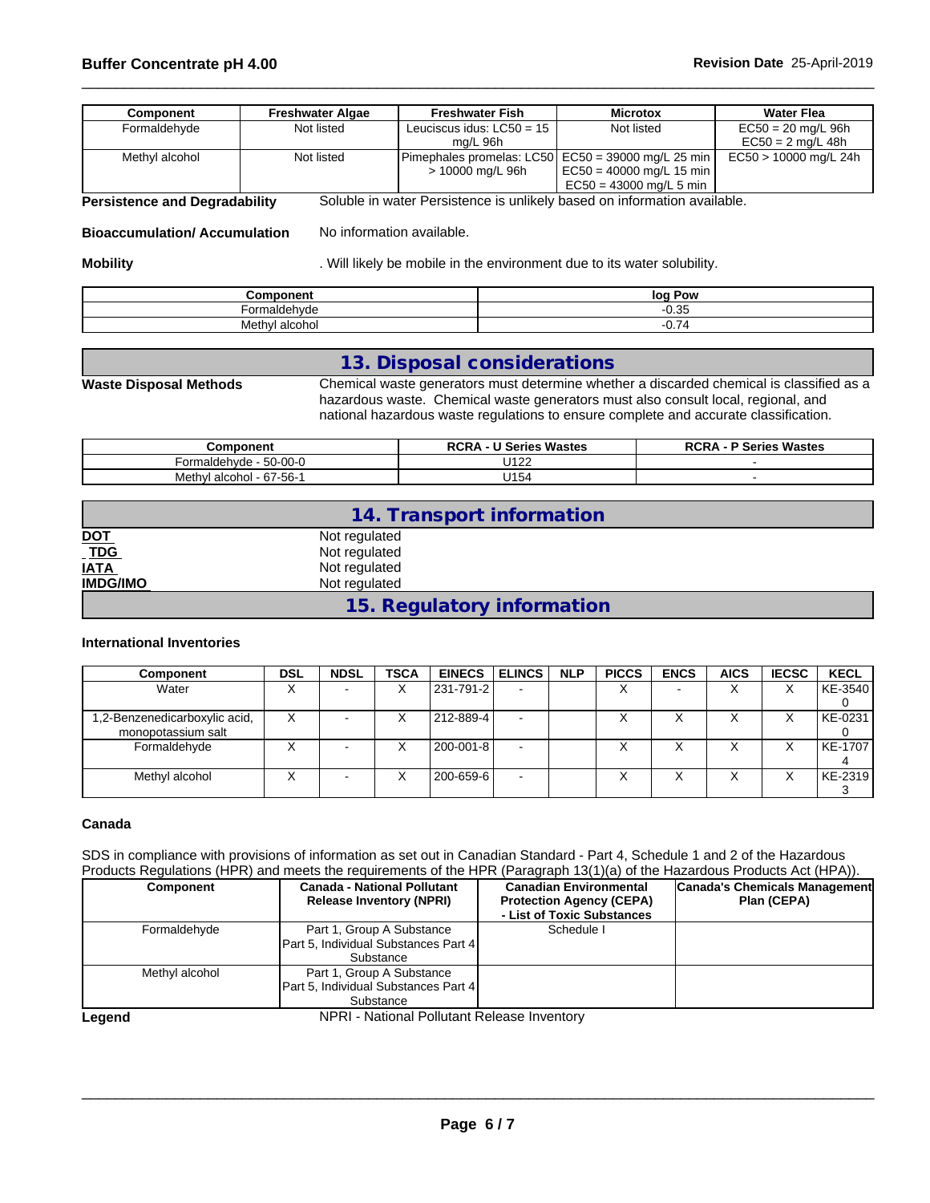| Component | Freshwater Algae | Freshwater Fish | Microtox | Water Flea |
|---|---|---|---|---|
| Formaldehyde | Not listed | Leuciscus idus: LC50 = 15 mg/L 96h | Not listed | EC50 = 20 mg/L 96h EC50 = 2 mg/L 48h |
| Methyl alcohol | Not listed | Pimephales promelas: LC50 > 10000 mg/L 96h | EC50 = 39000 mg/L 25 min EC50 = 40000 mg/L 15 min EC50 = 43000 mg/L 5 min | EC50 > 10000 mg/L 24h |

**Persistence and Degradability** Soluble in water Persistence is unlikely based on information available.

**Bioaccumulation/ Accumulation** No information available.

**Mobility** . Will likely be mobile in the environment due to its water solubility.

| Component | log Pow |
|---|---|
| Formaldehyde | -0.35 |
| Methyl alcohol | -0.74 |

## 13. Disposal considerations

**Waste Disposal Methods** Chemical waste generators must determine whether a discarded chemical is classified as a hazardous waste. Chemical waste generators must also consult local, regional, and national hazardous waste regulations to ensure complete and accurate classification.

| Component | RCRA - U Series Wastes | RCRA - P Series Wastes |
|---|---|---|
| Formaldehyde - 50-00-0 | U122 | - |
| Methyl alcohol - 67-56-1 | U154 | - |

## 14. Transport information

**DOT** Not regulated
**TDG** Not regulated
**IATA** Not regulated
**IMDG/IMO** Not regulated

## 15. Regulatory information

### International Inventories

| Component | DSL | NDSL | TSCA | EINECS | ELINCS | NLP | PICCS | ENCS | AICS | IECSC | KECL |
|---|---|---|---|---|---|---|---|---|---|---|---|
| Water | X | - | X | 231-791-2 | - | | X | - | X | X | KE-35400 |
| 1,2-Benzenedicarboxylic acid, monopotassium salt | X | - | X | 212-889-4 | - | | X | X | X | X | KE-02310 |
| Formaldehyde | X | - | X | 200-001-8 | - | | X | X | X | X | KE-17074 |
| Methyl alcohol | X | - | X | 200-659-6 | - | | X | X | X | X | KE-23193 |

### Canada

SDS in compliance with provisions of information as set out in Canadian Standard - Part 4, Schedule 1 and 2 of the Hazardous Products Regulations (HPR) and meets the requirements of the HPR (Paragraph 13(1)(a) of the Hazardous Products Act (HPA)).

| Component | Canada - National Pollutant Release Inventory (NPRI) | Canadian Environmental Protection Agency (CEPA) - List of Toxic Substances | Canada's Chemicals Management Plan (CEPA) |
|---|---|---|---|
| Formaldehyde | Part 1, Group A Substance Part 5, Individual Substances Part 4 Substance | Schedule I | |
| Methyl alcohol | Part 1, Group A Substance Part 5, Individual Substances Part 4 Substance | | |

**Legend** NPRI - National Pollutant Release Inventory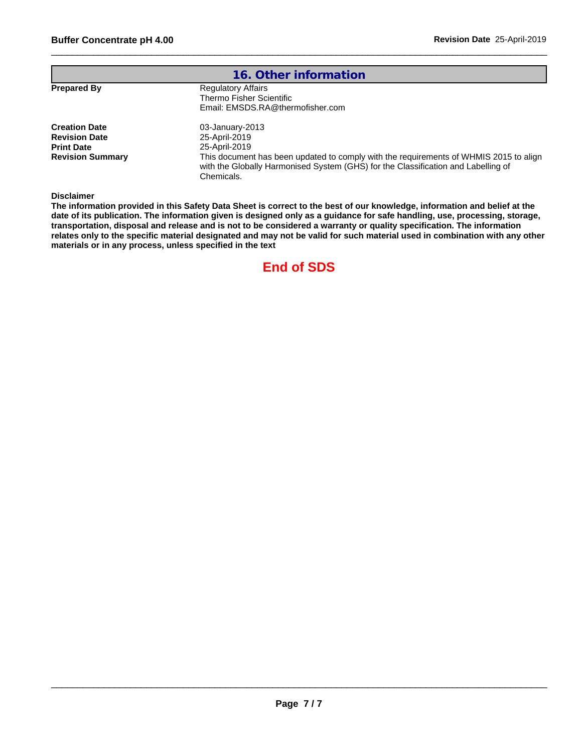## 16. Other information

| | |
|---|---|
| **Prepared By** | Regulatory Affairs<br>Thermo Fisher Scientific<br>Email: EMSDS.RA@thermofisher.com |
| **Creation Date** | 03-January-2013 |
| **Revision Date** | 25-April-2019 |
| **Print Date** | 25-April-2019 |
| **Revision Summary** | This document has been updated to comply with the requirements of WHMIS 2015 to align with the Globally Harmonised System (GHS) for the Classification and Labelling of Chemicals. |

**Disclaimer**

**The information provided in this Safety Data Sheet is correct to the best of our knowledge, information and belief at the date of its publication. The information given is designed only as a guidance for safe handling, use, processing, storage, transportation, disposal and release and is not to be considered a warranty or quality specification. The information relates only to the specific material designated and may not be valid for such material used in combination with any other materials or in any process, unless specified in the text**

**End of SDS**